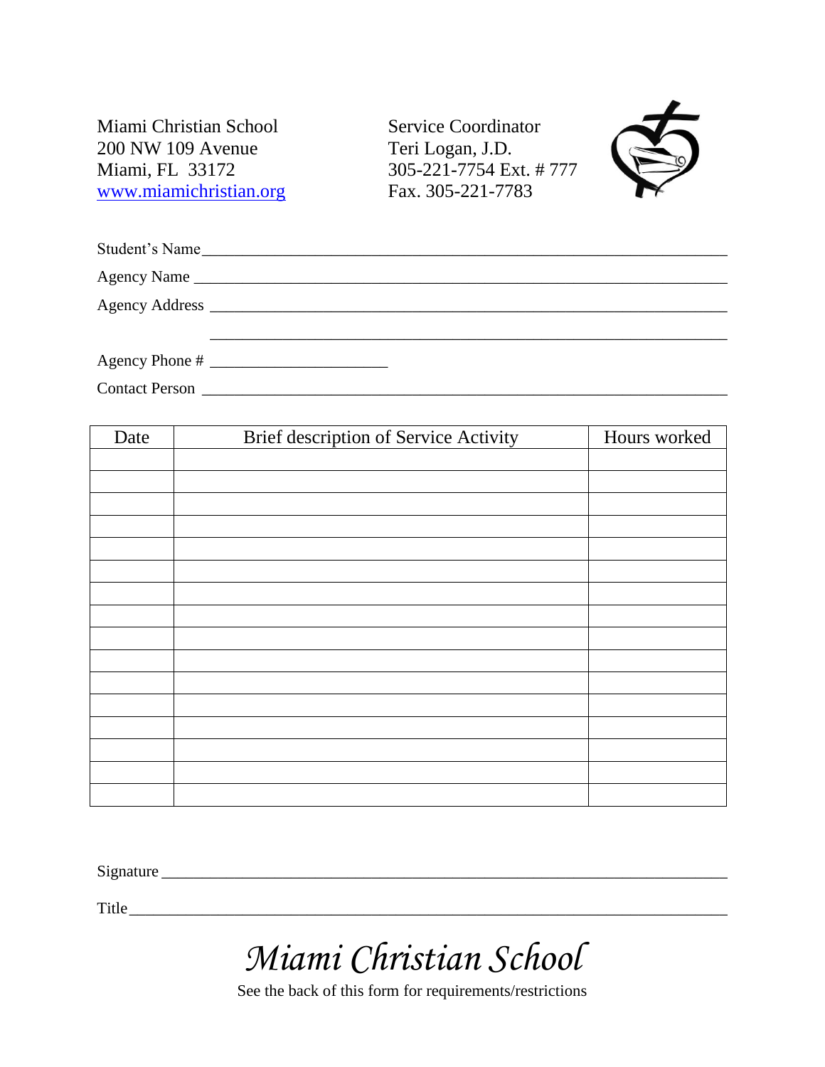Miami Christian School
200 NW 109 Avenue
Miami, FL 33172
www.miamichristian.org

Service Coordinator
Teri Logan, J.D.
305-221-7754 Ext. # 777
Fax. 305-221-7783

Student's Name ____________________________________________

Agency Name ____________________________________________

Agency Address ____________________________________________

____________________________________________

Agency Phone # ______________________

Contact Person ____________________________________________

| Date | Brief description of Service Activity | Hours worked |
|---|---|---|
| | | |
| | | |
| | | |
| | | |
| | | |
| | | |
| | | |
| | | |
| | | |
| | | |
| | | |
| | | |
| | | |
| | | |
| | | |
| | | |

Signature ____________________________________________

Title ____________________________________________

# *Miami Christian School*

See the back of this form for requirements/restrictions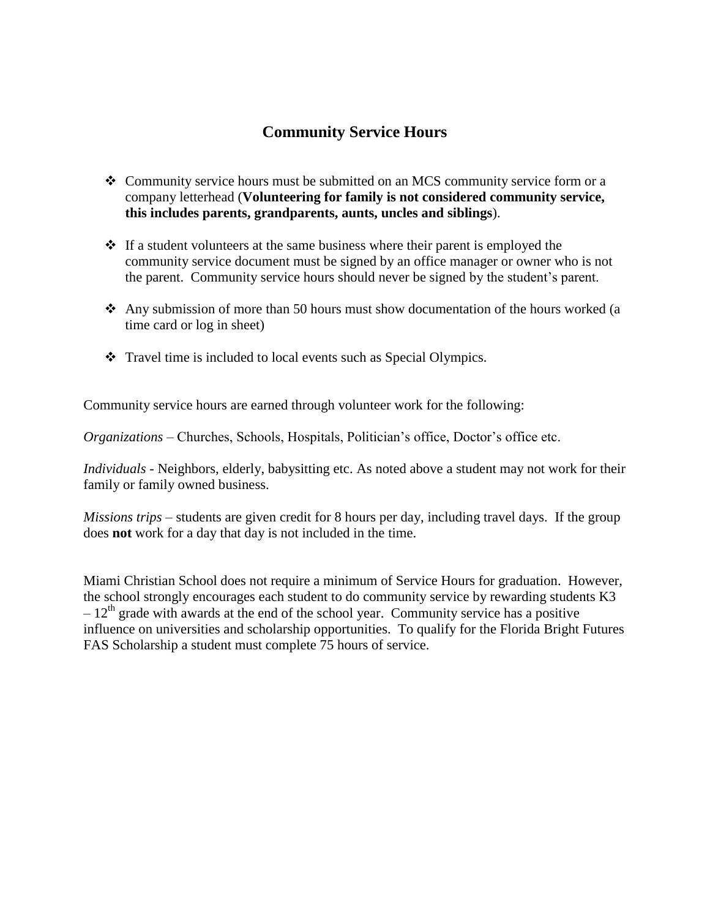## Community Service Hours

- Community service hours must be submitted on an MCS community service form or a company letterhead (**Volunteering for family is not considered community service, this includes parents, grandparents, aunts, uncles and siblings**).
- If a student volunteers at the same business where their parent is employed the community service document must be signed by an office manager or owner who is not the parent. Community service hours should never be signed by the student's parent.
- Any submission of more than 50 hours must show documentation of the hours worked (a time card or log in sheet)
- Travel time is included to local events such as Special Olympics.

Community service hours are earned through volunteer work for the following:

*Organizations* – Churches, Schools, Hospitals, Politician's office, Doctor's office etc.

*Individuals* - Neighbors, elderly, babysitting etc. As noted above a student may not work for their family or family owned business.

*Missions trips* – students are given credit for 8 hours per day, including travel days. If the group does **not** work for a day that day is not included in the time.

Miami Christian School does not require a minimum of Service Hours for graduation. However, the school strongly encourages each student to do community service by rewarding students K3 – 12th grade with awards at the end of the school year. Community service has a positive influence on universities and scholarship opportunities. To qualify for the Florida Bright Futures FAS Scholarship a student must complete 75 hours of service.